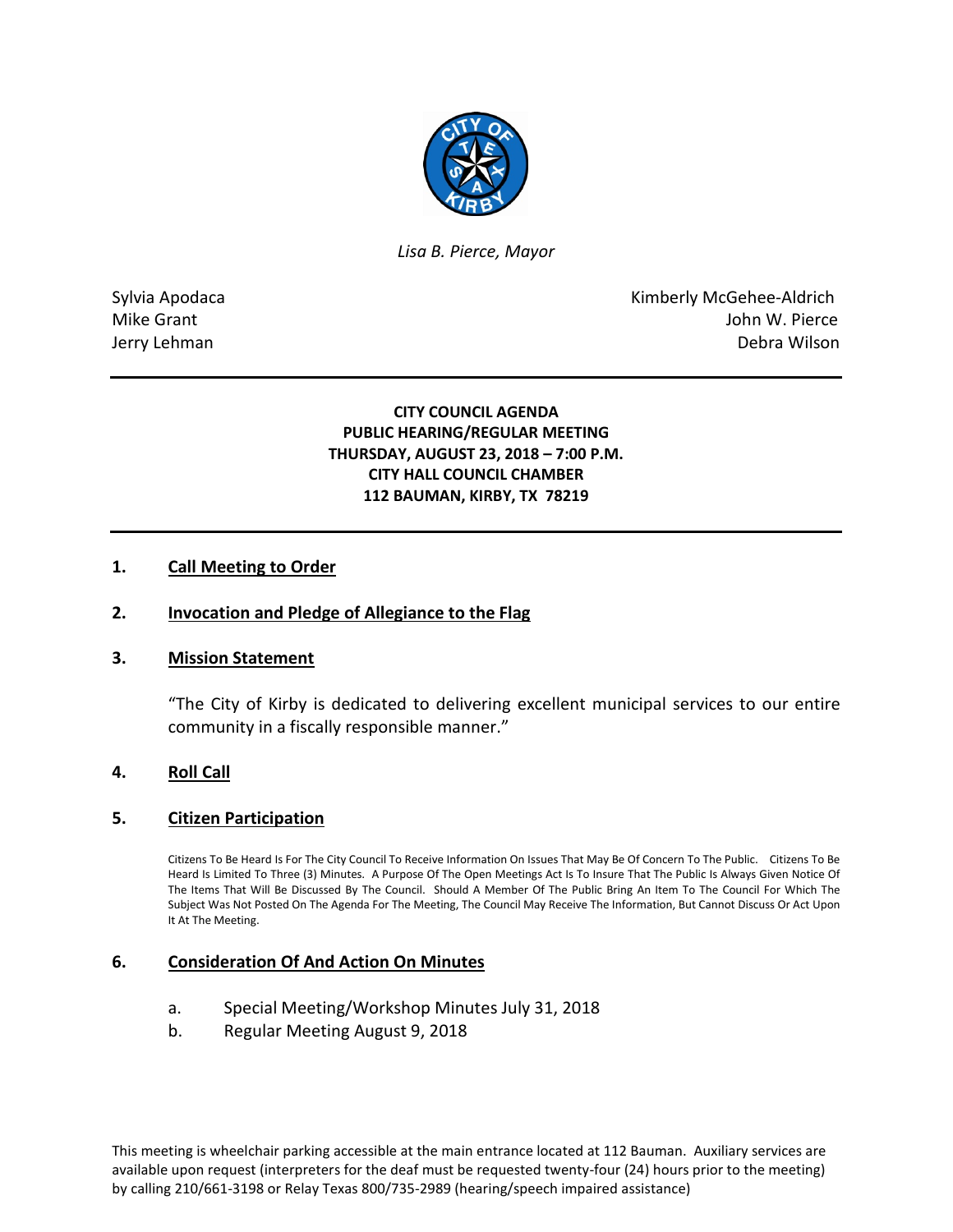*Lisa B. Pierce, Mayor*

Sylvia Apodaca
Mike Grant
Jerry Lehman

Kimberly McGehee-Aldrich
John W. Pierce
Debra Wilson

**CITY COUNCIL AGENDA**
**PUBLIC HEARING/REGULAR MEETING**
**THURSDAY, AUGUST 23, 2018 – 7:00 P.M.**
**CITY HALL COUNCIL CHAMBER**
**112 BAUMAN, KIRBY, TX 78219**

## 1. Call Meeting to Order

## 2. Invocation and Pledge of Allegiance to the Flag

## 3. Mission Statement

"The City of Kirby is dedicated to delivering excellent municipal services to our entire community in a fiscally responsible manner."

## 4. Roll Call

## 5. Citizen Participation

Citizens To Be Heard Is For The City Council To Receive Information On Issues That May Be Of Concern To The Public. Citizens To Be Heard Is Limited To Three (3) Minutes. A Purpose Of The Open Meetings Act Is To Insure That The Public Is Always Given Notice Of The Items That Will Be Discussed By The Council. Should A Member Of The Public Bring An Item To The Council For Which The Subject Was Not Posted On The Agenda For The Meeting, The Council May Receive The Information, But Cannot Discuss Or Act Upon It At The Meeting.

## 6. Consideration Of And Action On Minutes

a. Special Meeting/Workshop Minutes July 31, 2018
b. Regular Meeting August 9, 2018

This meeting is wheelchair parking accessible at the main entrance located at 112 Bauman. Auxiliary services are available upon request (interpreters for the deaf must be requested twenty-four (24) hours prior to the meeting) by calling 210/661-3198 or Relay Texas 800/735-2989 (hearing/speech impaired assistance)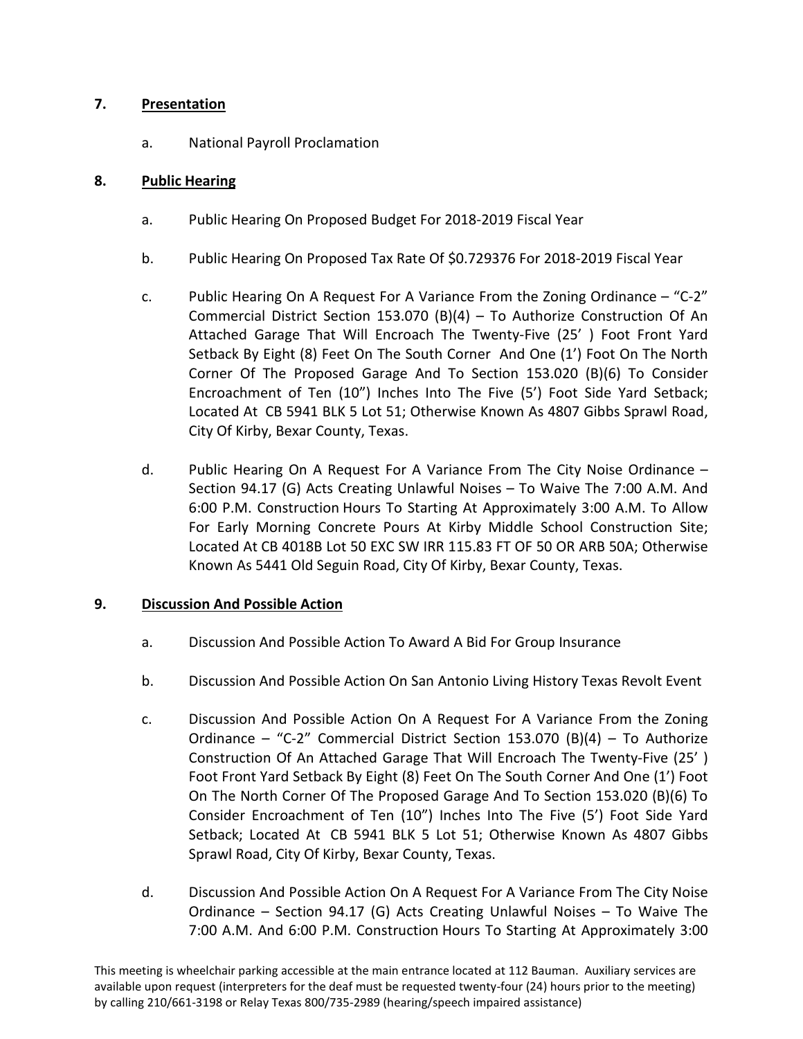7. **Presentation**

    a. National Payroll Proclamation

8. **Public Hearing**

    a. Public Hearing On Proposed Budget For 2018-2019 Fiscal Year

    b. Public Hearing On Proposed Tax Rate Of $0.729376 For 2018-2019 Fiscal Year

    c. Public Hearing On A Request For A Variance From the Zoning Ordinance – "C-2" Commercial District Section 153.070 (B)(4) – To Authorize Construction Of An Attached Garage That Will Encroach The Twenty-Five (25' ) Foot Front Yard Setback By Eight (8) Feet On The South Corner And One (1') Foot On The North Corner Of The Proposed Garage And To Section 153.020 (B)(6) To Consider Encroachment of Ten (10") Inches Into The Five (5') Foot Side Yard Setback; Located At CB 5941 BLK 5 Lot 51; Otherwise Known As 4807 Gibbs Sprawl Road, City Of Kirby, Bexar County, Texas.

    d. Public Hearing On A Request For A Variance From The City Noise Ordinance – Section 94.17 (G) Acts Creating Unlawful Noises – To Waive The 7:00 A.M. And 6:00 P.M. Construction Hours To Starting At Approximately 3:00 A.M. To Allow For Early Morning Concrete Pours At Kirby Middle School Construction Site; Located At CB 4018B Lot 50 EXC SW IRR 115.83 FT OF 50 OR ARB 50A; Otherwise Known As 5441 Old Seguin Road, City Of Kirby, Bexar County, Texas.

9. **Discussion And Possible Action**

    a. Discussion And Possible Action To Award A Bid For Group Insurance

    b. Discussion And Possible Action On San Antonio Living History Texas Revolt Event

    c. Discussion And Possible Action On A Request For A Variance From the Zoning Ordinance – "C-2" Commercial District Section 153.070 (B)(4) – To Authorize Construction Of An Attached Garage That Will Encroach The Twenty-Five (25' ) Foot Front Yard Setback By Eight (8) Feet On The South Corner And One (1') Foot On The North Corner Of The Proposed Garage And To Section 153.020 (B)(6) To Consider Encroachment of Ten (10") Inches Into The Five (5') Foot Side Yard Setback; Located At CB 5941 BLK 5 Lot 51; Otherwise Known As 4807 Gibbs Sprawl Road, City Of Kirby, Bexar County, Texas.

    d. Discussion And Possible Action On A Request For A Variance From The City Noise Ordinance – Section 94.17 (G) Acts Creating Unlawful Noises – To Waive The 7:00 A.M. And 6:00 P.M. Construction Hours To Starting At Approximately 3:00

This meeting is wheelchair parking accessible at the main entrance located at 112 Bauman. Auxiliary services are available upon request (interpreters for the deaf must be requested twenty-four (24) hours prior to the meeting) by calling 210/661-3198 or Relay Texas 800/735-2989 (hearing/speech impaired assistance)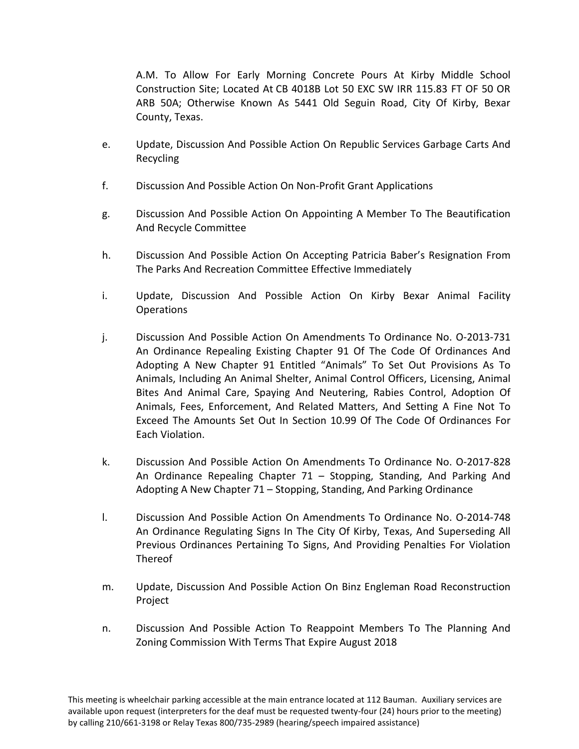A.M. To Allow For Early Morning Concrete Pours At Kirby Middle School Construction Site; Located At CB 4018B Lot 50 EXC SW IRR 115.83 FT OF 50 OR ARB 50A; Otherwise Known As 5441 Old Seguin Road, City Of Kirby, Bexar County, Texas.

e. Update, Discussion And Possible Action On Republic Services Garbage Carts And Recycling

f. Discussion And Possible Action On Non-Profit Grant Applications

g. Discussion And Possible Action On Appointing A Member To The Beautification And Recycle Committee

h. Discussion And Possible Action On Accepting Patricia Baber's Resignation From The Parks And Recreation Committee Effective Immediately

i. Update, Discussion And Possible Action On Kirby Bexar Animal Facility Operations

j. Discussion And Possible Action On Amendments To Ordinance No. O-2013-731 An Ordinance Repealing Existing Chapter 91 Of The Code Of Ordinances And Adopting A New Chapter 91 Entitled "Animals" To Set Out Provisions As To Animals, Including An Animal Shelter, Animal Control Officers, Licensing, Animal Bites And Animal Care, Spaying And Neutering, Rabies Control, Adoption Of Animals, Fees, Enforcement, And Related Matters, And Setting A Fine Not To Exceed The Amounts Set Out In Section 10.99 Of The Code Of Ordinances For Each Violation.

k. Discussion And Possible Action On Amendments To Ordinance No. O-2017-828 An Ordinance Repealing Chapter 71 – Stopping, Standing, And Parking And Adopting A New Chapter 71 – Stopping, Standing, And Parking Ordinance

l. Discussion And Possible Action On Amendments To Ordinance No. O-2014-748 An Ordinance Regulating Signs In The City Of Kirby, Texas, And Superseding All Previous Ordinances Pertaining To Signs, And Providing Penalties For Violation Thereof

m. Update, Discussion And Possible Action On Binz Engleman Road Reconstruction Project

n. Discussion And Possible Action To Reappoint Members To The Planning And Zoning Commission With Terms That Expire August 2018

This meeting is wheelchair parking accessible at the main entrance located at 112 Bauman. Auxiliary services are available upon request (interpreters for the deaf must be requested twenty-four (24) hours prior to the meeting) by calling 210/661-3198 or Relay Texas 800/735-2989 (hearing/speech impaired assistance)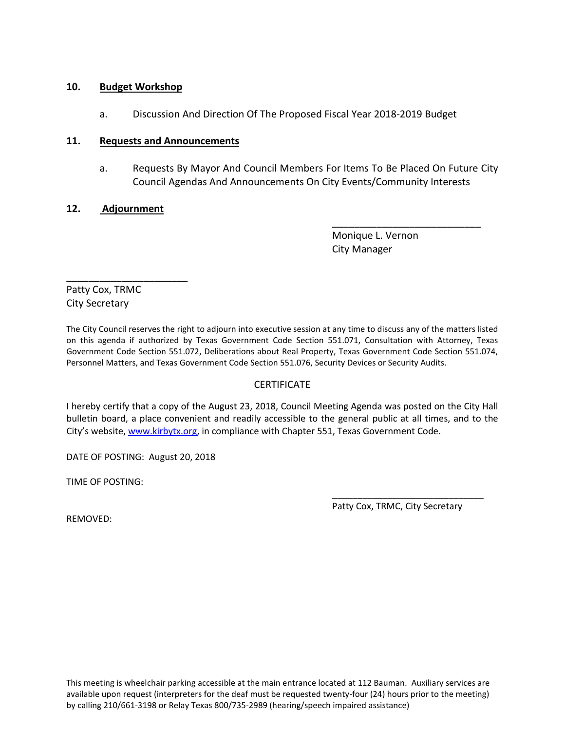**10. Budget Workshop**

a. Discussion And Direction Of The Proposed Fiscal Year 2018-2019 Budget

**11. Requests and Announcements**

a. Requests By Mayor And Council Members For Items To Be Placed On Future City Council Agendas And Announcements On City Events/Community Interests

**12. Adjournment**

\_\_\_\_\_\_\_\_\_\_\_\_\_\_\_\_\_\_\_\_\_\_\_\_\_\_\_\_
Monique L. Vernon
City Manager

\_\_\_\_\_\_\_\_\_\_\_\_\_\_\_\_\_\_\_\_\_\_\_
Patty Cox, TRMC
City Secretary

The City Council reserves the right to adjourn into executive session at any time to discuss any of the matters listed on this agenda if authorized by Texas Government Code Section 551.071, Consultation with Attorney, Texas Government Code Section 551.072, Deliberations about Real Property, Texas Government Code Section 551.074, Personnel Matters, and Texas Government Code Section 551.076, Security Devices or Security Audits.

CERTIFICATE

I hereby certify that a copy of the August 23, 2018, Council Meeting Agenda was posted on the City Hall bulletin board, a place convenient and readily accessible to the general public at all times, and to the City's website, www.kirbytx.org, in compliance with Chapter 551, Texas Government Code.

DATE OF POSTING: August 20, 2018

TIME OF POSTING:

\_\_\_\_\_\_\_\_\_\_\_\_\_\_\_\_\_\_\_\_\_\_\_\_\_\_\_\_\_
Patty Cox, TRMC, City Secretary

REMOVED:

This meeting is wheelchair parking accessible at the main entrance located at 112 Bauman. Auxiliary services are available upon request (interpreters for the deaf must be requested twenty-four (24) hours prior to the meeting) by calling 210/661-3198 or Relay Texas 800/735-2989 (hearing/speech impaired assistance)